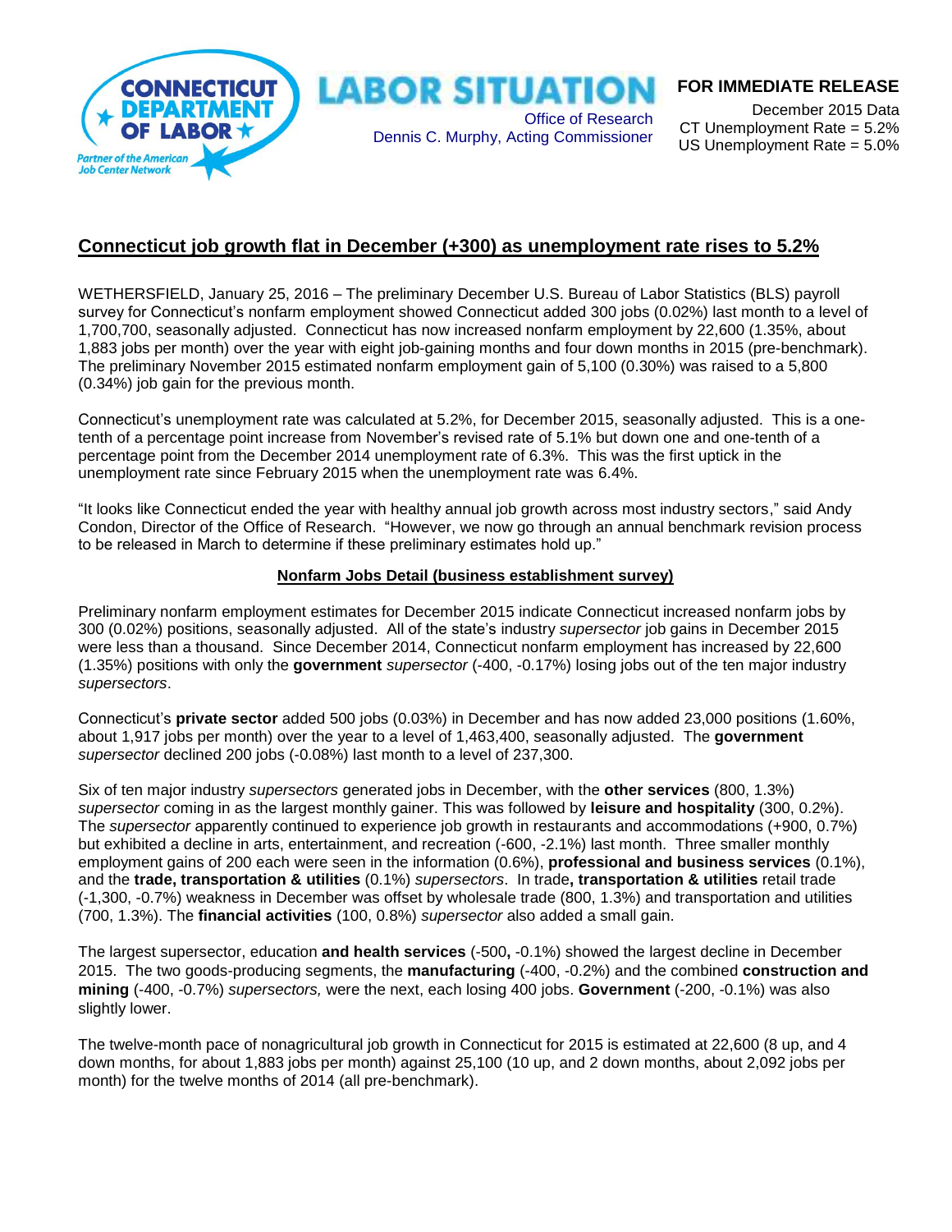CONNECTICUT DEPARTMENT OF LABOR
Partner of the American Job Center Network

# LABOR SITUATION

Office of Research
Dennis C. Murphy, Acting Commissioner

**FOR IMMEDIATE RELEASE**
December 2015 Data
CT Unemployment Rate = 5.2%
US Unemployment Rate = 5.0%

## Connecticut job growth flat in December (+300) as unemployment rate rises to 5.2%

WETHERSFIELD, January 25, 2016 – The preliminary December U.S. Bureau of Labor Statistics (BLS) payroll survey for Connecticut's nonfarm employment showed Connecticut added 300 jobs (0.02%) last month to a level of 1,700,700, seasonally adjusted. Connecticut has now increased nonfarm employment by 22,600 (1.35%, about 1,883 jobs per month) over the year with eight job-gaining months and four down months in 2015 (pre-benchmark). The preliminary November 2015 estimated nonfarm employment gain of 5,100 (0.30%) was raised to a 5,800 (0.34%) job gain for the previous month.

Connecticut's unemployment rate was calculated at 5.2%, for December 2015, seasonally adjusted. This is a one-tenth of a percentage point increase from November's revised rate of 5.1% but down one and one-tenth of a percentage point from the December 2014 unemployment rate of 6.3%. This was the first uptick in the unemployment rate since February 2015 when the unemployment rate was 6.4%.

"It looks like Connecticut ended the year with healthy annual job growth across most industry sectors," said Andy Condon, Director of the Office of Research. "However, we now go through an annual benchmark revision process to be released in March to determine if these preliminary estimates hold up."

### Nonfarm Jobs Detail (business establishment survey)

Preliminary nonfarm employment estimates for December 2015 indicate Connecticut increased nonfarm jobs by 300 (0.02%) positions, seasonally adjusted. All of the state's industry *supersector* job gains in December 2015 were less than a thousand. Since December 2014, Connecticut nonfarm employment has increased by 22,600 (1.35%) positions with only the **government** *supersector* (-400, -0.17%) losing jobs out of the ten major industry *supersectors*.

Connecticut's **private sector** added 500 jobs (0.03%) in December and has now added 23,000 positions (1.60%, about 1,917 jobs per month) over the year to a level of 1,463,400, seasonally adjusted. The **government** *supersector* declined 200 jobs (-0.08%) last month to a level of 237,300.

Six of ten major industry *supersectors* generated jobs in December, with the **other services** (800, 1.3%) *supersector* coming in as the largest monthly gainer. This was followed by **leisure and hospitality** (300, 0.2%). The *supersector* apparently continued to experience job growth in restaurants and accommodations (+900, 0.7%) but exhibited a decline in arts, entertainment, and recreation (-600, -2.1%) last month. Three smaller monthly employment gains of 200 each were seen in the information (0.6%), **professional and business services** (0.1%), and the **trade, transportation & utilities** (0.1%) *supersectors*. In trade**, transportation & utilities** retail trade (-1,300, -0.7%) weakness in December was offset by wholesale trade (800, 1.3%) and transportation and utilities (700, 1.3%). The **financial activities** (100, 0.8%) *supersector* also added a small gain.

The largest supersector, education **and health services** (-500**,** -0.1%) showed the largest decline in December 2015. The two goods-producing segments, the **manufacturing** (-400, -0.2%) and the combined **construction and mining** (-400, -0.7%) *supersectors,* were the next, each losing 400 jobs. **Government** (-200, -0.1%) was also slightly lower.

The twelve-month pace of nonagricultural job growth in Connecticut for 2015 is estimated at 22,600 (8 up, and 4 down months, for about 1,883 jobs per month) against 25,100 (10 up, and 2 down months, about 2,092 jobs per month) for the twelve months of 2014 (all pre-benchmark).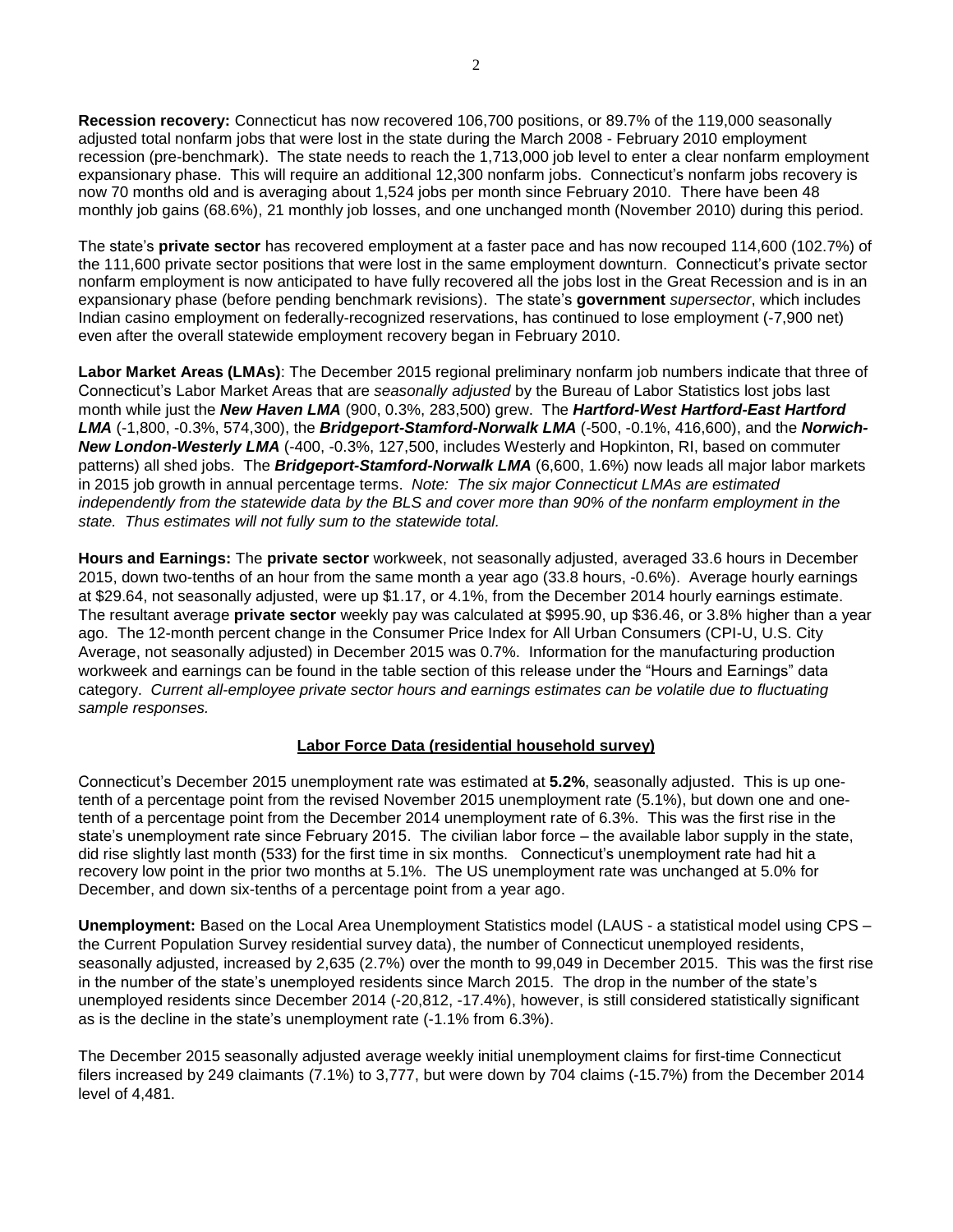**Recession recovery:** Connecticut has now recovered 106,700 positions, or 89.7% of the 119,000 seasonally adjusted total nonfarm jobs that were lost in the state during the March 2008 - February 2010 employment recession (pre-benchmark). The state needs to reach the 1,713,000 job level to enter a clear nonfarm employment expansionary phase. This will require an additional 12,300 nonfarm jobs. Connecticut's nonfarm jobs recovery is now 70 months old and is averaging about 1,524 jobs per month since February 2010. There have been 48 monthly job gains (68.6%), 21 monthly job losses, and one unchanged month (November 2010) during this period.

The state's **private sector** has recovered employment at a faster pace and has now recouped 114,600 (102.7%) of the 111,600 private sector positions that were lost in the same employment downturn. Connecticut's private sector nonfarm employment is now anticipated to have fully recovered all the jobs lost in the Great Recession and is in an expansionary phase (before pending benchmark revisions). The state's **government** *supersector*, which includes Indian casino employment on federally-recognized reservations, has continued to lose employment (-7,900 net) even after the overall statewide employment recovery began in February 2010.

**Labor Market Areas (LMAs)**: The December 2015 regional preliminary nonfarm job numbers indicate that three of Connecticut's Labor Market Areas that are *seasonally adjusted* by the Bureau of Labor Statistics lost jobs last month while just the ***New Haven LMA*** (900, 0.3%, 283,500) grew. The ***Hartford-West Hartford-East Hartford LMA*** (-1,800, -0.3%, 574,300), the ***Bridgeport-Stamford-Norwalk LMA*** (-500, -0.1%, 416,600), and the ***Norwich-New London-Westerly LMA*** (-400, -0.3%, 127,500, includes Westerly and Hopkinton, RI, based on commuter patterns) all shed jobs. The ***Bridgeport-Stamford-Norwalk LMA*** (6,600, 1.6%) now leads all major labor markets in 2015 job growth in annual percentage terms. *Note: The six major Connecticut LMAs are estimated independently from the statewide data by the BLS and cover more than 90% of the nonfarm employment in the state. Thus estimates will not fully sum to the statewide total.*

**Hours and Earnings:** The **private sector** workweek, not seasonally adjusted, averaged 33.6 hours in December 2015, down two-tenths of an hour from the same month a year ago (33.8 hours, -0.6%). Average hourly earnings at $29.64, not seasonally adjusted, were up $1.17, or 4.1%, from the December 2014 hourly earnings estimate. The resultant average **private sector** weekly pay was calculated at $995.90, up $36.46, or 3.8% higher than a year ago. The 12-month percent change in the Consumer Price Index for All Urban Consumers (CPI-U, U.S. City Average, not seasonally adjusted) in December 2015 was 0.7%. Information for the manufacturing production workweek and earnings can be found in the table section of this release under the "Hours and Earnings" data category. *Current all-employee private sector hours and earnings estimates can be volatile due to fluctuating sample responses.*

## Labor Force Data (residential household survey)

Connecticut's December 2015 unemployment rate was estimated at **5.2%**, seasonally adjusted. This is up one-tenth of a percentage point from the revised November 2015 unemployment rate (5.1%), but down one and one-tenth of a percentage point from the December 2014 unemployment rate of 6.3%. This was the first rise in the state's unemployment rate since February 2015. The civilian labor force – the available labor supply in the state, did rise slightly last month (533) for the first time in six months. Connecticut's unemployment rate had hit a recovery low point in the prior two months at 5.1%. The US unemployment rate was unchanged at 5.0% for December, and down six-tenths of a percentage point from a year ago.

**Unemployment:** Based on the Local Area Unemployment Statistics model (LAUS - a statistical model using CPS – the Current Population Survey residential survey data), the number of Connecticut unemployed residents, seasonally adjusted, increased by 2,635 (2.7%) over the month to 99,049 in December 2015. This was the first rise in the number of the state's unemployed residents since March 2015. The drop in the number of the state's unemployed residents since December 2014 (-20,812, -17.4%), however, is still considered statistically significant as is the decline in the state's unemployment rate (-1.1% from 6.3%).

The December 2015 seasonally adjusted average weekly initial unemployment claims for first-time Connecticut filers increased by 249 claimants (7.1%) to 3,777, but were down by 704 claims (-15.7%) from the December 2014 level of 4,481.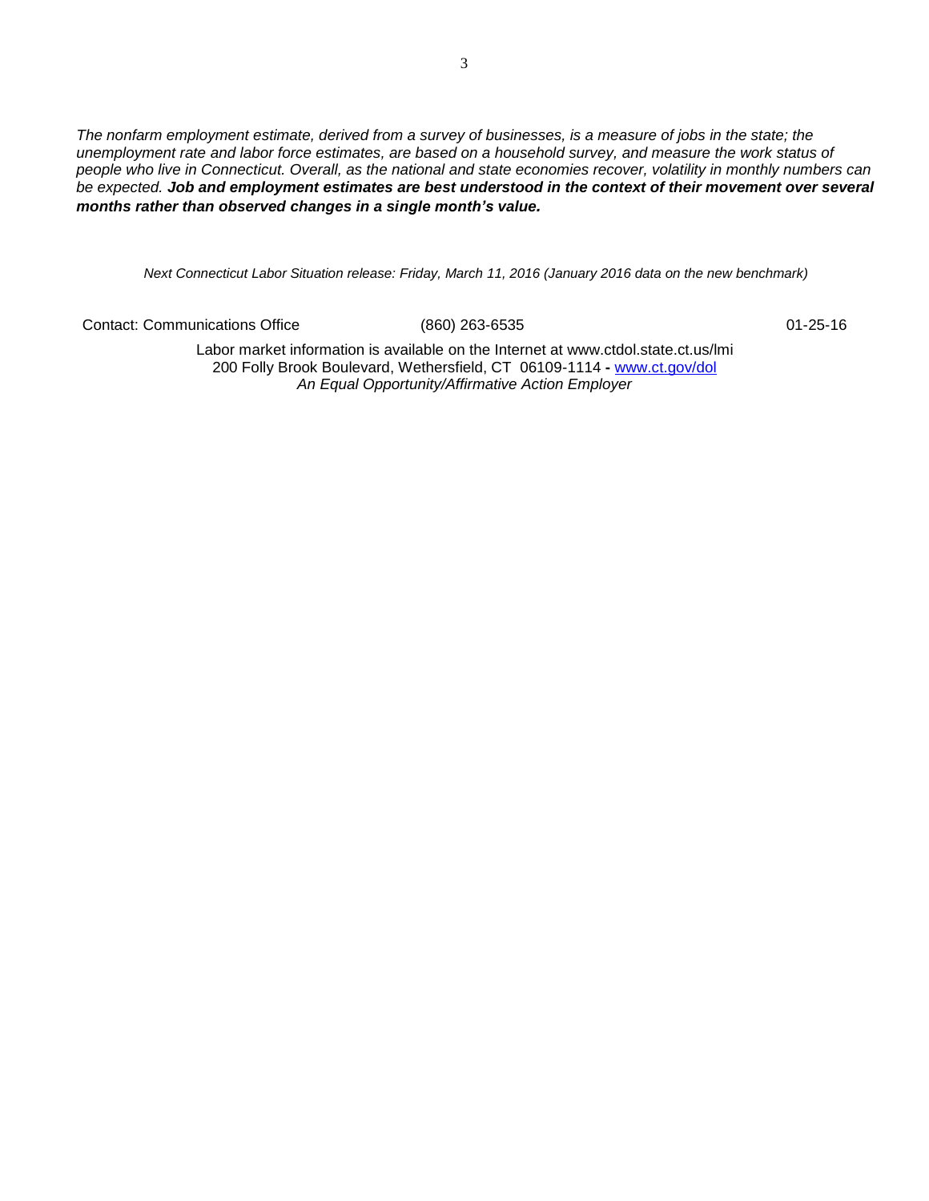*The nonfarm employment estimate, derived from a survey of businesses, is a measure of jobs in the state; the unemployment rate and labor force estimates, are based on a household survey, and measure the work status of people who live in Connecticut. Overall, as the national and state economies recover, volatility in monthly numbers can be expected.* ***Job and employment estimates are best understood in the context of their movement over several months rather than observed changes in a single month's value.***

*Next Connecticut Labor Situation release: Friday, March 11, 2016 (January 2016 data on the new benchmark)*

Contact: Communications Office (860) 263-6535 01-25-16

Labor market information is available on the Internet at www.ctdol.state.ct.us/lmi
200 Folly Brook Boulevard, Wethersfield, CT 06109-1114 - www.ct.gov/dol
*An Equal Opportunity/Affirmative Action Employer*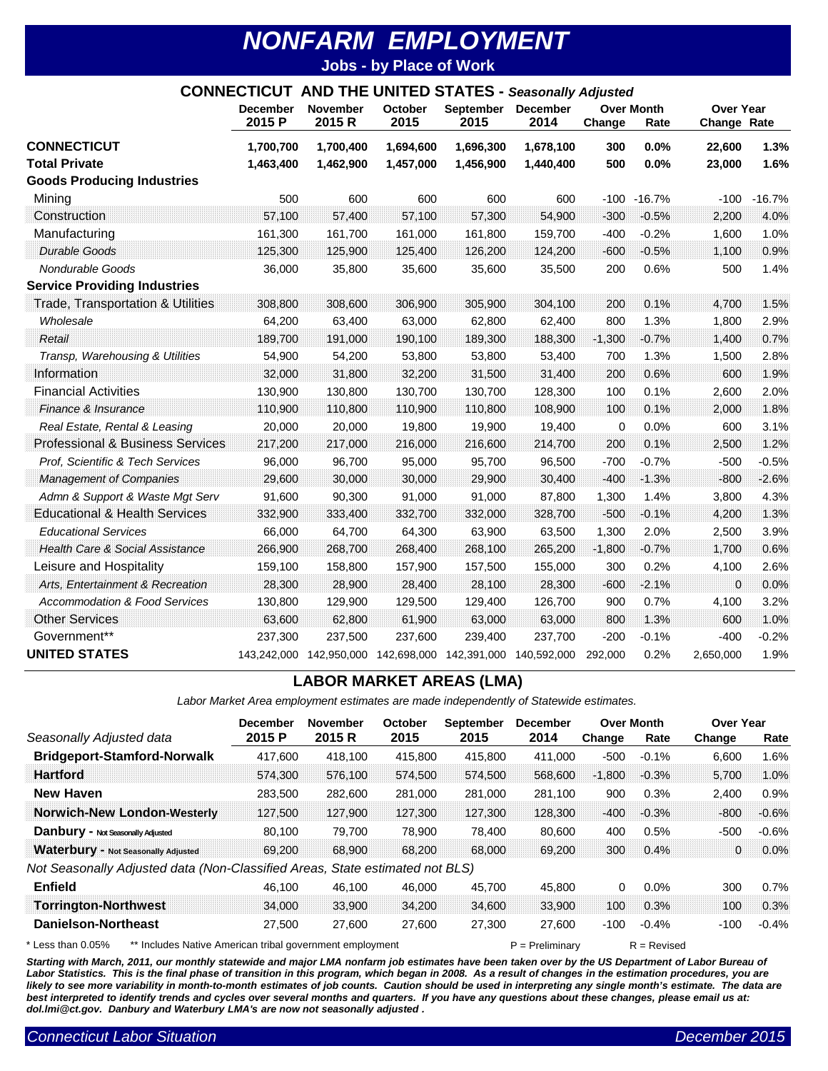# NONFARM EMPLOYMENT

**Jobs - by Place of Work**

## CONNECTICUT AND THE UNITED STATES - *Seasonally Adjusted*

| | December 2015 P | November 2015 R | October 2015 | September 2015 | December 2014 | Over Month Change | Over Month Rate | Over Year Change | Over Year Rate |
|---|---|---|---|---|---|---|---|---|---|
| **CONNECTICUT** | **1,700,700** | **1,700,400** | **1,694,600** | **1,696,300** | **1,678,100** | **300** | **0.0%** | **22,600** | **1.3%** |
| **Total Private** | **1,463,400** | **1,462,900** | **1,457,000** | **1,456,900** | **1,440,400** | **500** | **0.0%** | **23,000** | **1.6%** |
| **Goods Producing Industries** | | | | | | | | | |
| Mining | 500 | 600 | 600 | 600 | 600 | -100 | -16.7% | -100 | -16.7% |
| Construction | 57,100 | 57,400 | 57,100 | 57,300 | 54,900 | -300 | -0.5% | 2,200 | 4.0% |
| Manufacturing | 161,300 | 161,700 | 161,000 | 161,800 | 159,700 | -400 | -0.2% | 1,600 | 1.0% |
| *Durable Goods* | 125,300 | 125,900 | 125,400 | 126,200 | 124,200 | -600 | -0.5% | 1,100 | 0.9% |
| *Nondurable Goods* | 36,000 | 35,800 | 35,600 | 35,600 | 35,500 | 200 | 0.6% | 500 | 1.4% |
| **Service Providing Industries** | | | | | | | | | |
| Trade, Transportation & Utilities | 308,800 | 308,600 | 306,900 | 305,900 | 304,100 | 200 | 0.1% | 4,700 | 1.5% |
| *Wholesale* | 64,200 | 63,400 | 63,000 | 62,800 | 62,400 | 800 | 1.3% | 1,800 | 2.9% |
| *Retail* | 189,700 | 191,000 | 190,100 | 189,300 | 188,300 | -1,300 | -0.7% | 1,400 | 0.7% |
| *Transp, Warehousing & Utilities* | 54,900 | 54,200 | 53,800 | 53,800 | 53,400 | 700 | 1.3% | 1,500 | 2.8% |
| Information | 32,000 | 31,800 | 32,200 | 31,500 | 31,400 | 200 | 0.6% | 600 | 1.9% |
| Financial Activities | 130,900 | 130,800 | 130,700 | 130,700 | 128,300 | 100 | 0.1% | 2,600 | 2.0% |
| *Finance & Insurance* | 110,900 | 110,800 | 110,900 | 110,800 | 108,900 | 100 | 0.1% | 2,000 | 1.8% |
| *Real Estate, Rental & Leasing* | 20,000 | 20,000 | 19,800 | 19,900 | 19,400 | 0 | 0.0% | 600 | 3.1% |
| Professional & Business Services | 217,200 | 217,000 | 216,000 | 216,600 | 214,700 | 200 | 0.1% | 2,500 | 1.2% |
| *Prof, Scientific & Tech Services* | 96,000 | 96,700 | 95,000 | 95,700 | 96,500 | -700 | -0.7% | -500 | -0.5% |
| *Management of Companies* | 29,600 | 30,000 | 30,000 | 29,900 | 30,400 | -400 | -1.3% | -800 | -2.6% |
| *Admn & Support & Waste Mgt Serv* | 91,600 | 90,300 | 91,000 | 91,000 | 87,800 | 1,300 | 1.4% | 3,800 | 4.3% |
| Educational & Health Services | 332,900 | 333,400 | 332,700 | 332,000 | 328,700 | -500 | -0.1% | 4,200 | 1.3% |
| *Educational Services* | 66,000 | 64,700 | 64,300 | 63,900 | 63,500 | 1,300 | 2.0% | 2,500 | 3.9% |
| *Health Care & Social Assistance* | 266,900 | 268,700 | 268,400 | 268,100 | 265,200 | -1,800 | -0.7% | 1,700 | 0.6% |
| Leisure and Hospitality | 159,100 | 158,800 | 157,900 | 157,500 | 155,000 | 300 | 0.2% | 4,100 | 2.6% |
| *Arts, Entertainment & Recreation* | 28,300 | 28,900 | 28,400 | 28,100 | 28,300 | -600 | -2.1% | 0 | 0.0% |
| *Accommodation & Food Services* | 130,800 | 129,900 | 129,500 | 129,400 | 126,700 | 900 | 0.7% | 4,100 | 3.2% |
| Other Services | 63,600 | 62,800 | 61,900 | 63,000 | 63,000 | 800 | 1.3% | 600 | 1.0% |
| Government** | 237,300 | 237,500 | 237,600 | 239,400 | 237,700 | -200 | -0.1% | -400 | -0.2% |
| **UNITED STATES** | 143,242,000 | 142,950,000 | 142,698,000 | 142,391,000 | 140,592,000 | 292,000 | 0.2% | 2,650,000 | 1.9% |

## LABOR MARKET AREAS (LMA)

*Labor Market Area employment estimates are made independently of Statewide estimates.*

| *Seasonally Adjusted data* | December 2015 P | November 2015 R | October 2015 | September 2015 | December 2014 | Over Month Change | Over Month Rate | Over Year Change | Over Year Rate |
|---|---|---|---|---|---|---|---|---|---|
| **Bridgeport-Stamford-Norwalk** | 417,600 | 418,100 | 415,800 | 415,800 | 411,000 | -500 | -0.1% | 6,600 | 1.6% |
| **Hartford** | 574,300 | 576,100 | 574,500 | 574,500 | 568,600 | -1,800 | -0.3% | 5,700 | 1.0% |
| **New Haven** | 283,500 | 282,600 | 281,000 | 281,000 | 281,100 | 900 | 0.3% | 2,400 | 0.9% |
| **Norwich-New London-Westerly** | 127,500 | 127,900 | 127,300 | 127,300 | 128,300 | -400 | -0.3% | -800 | -0.6% |
| **Danbury - Not Seasonally Adjusted** | 80,100 | 79,700 | 78,900 | 78,400 | 80,600 | 400 | 0.5% | -500 | -0.6% |
| **Waterbury - Not Seasonally Adjusted** | 69,200 | 68,900 | 68,200 | 68,000 | 69,200 | 300 | 0.4% | 0 | 0.0% |
| *Not Seasonally Adjusted data (Non-Classified Areas, State estimated not BLS)* | | | | | | | | | |
| **Enfield** | 46,100 | 46,100 | 46,000 | 45,700 | 45,800 | 0 | 0.0% | 300 | 0.7% |
| **Torrington-Northwest** | 34,000 | 33,900 | 34,200 | 34,600 | 33,900 | 100 | 0.3% | 100 | 0.3% |
| **Danielson-Northeast** | 27,500 | 27,600 | 27,600 | 27,300 | 27,600 | -100 | -0.4% | -100 | -0.4% |

\* Less than 0.05% ** Includes Native American tribal government employment P = Preliminary R = Revised

***Starting with March, 2011, our monthly statewide and major LMA nonfarm job estimates have been taken over by the US Department of Labor Bureau of Labor Statistics. This is the final phase of transition in this program, which began in 2008. As a result of changes in the estimation procedures, you are likely to see more variability in month-to-month estimates of job counts. Caution should be used in interpreting any single month's estimate. The data are best interpreted to identify trends and cycles over several months and quarters. If you have any questions about these changes, please email us at: dol.lmi@ct.gov. Danbury and Waterbury LMA's are now not seasonally adjusted .***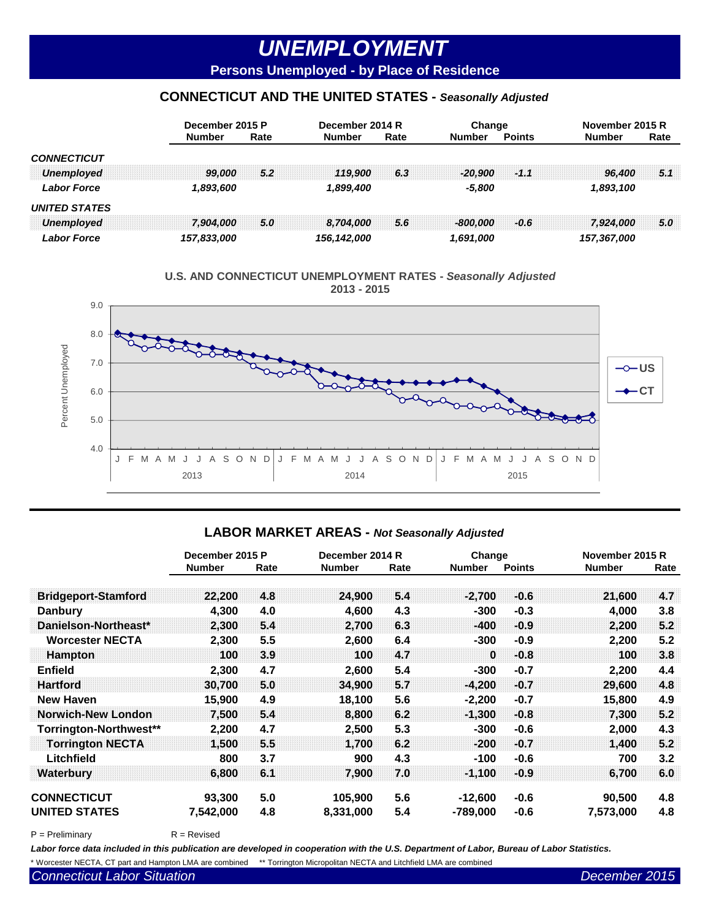# UNEMPLOYMENT

## Persons Unemployed - by Place of Residence

### CONNECTICUT AND THE UNITED STATES - *Seasonally Adjusted*

| | December 2015 P | | December 2014 R | | Change | | November 2015 R | |
|---|---|---|---|---|---|---|---|---|
| | Number | Rate | Number | Rate | Number | Points | Number | Rate |
| ***CONNECTICUT*** | | | | | | | | |
| *Unemployed* | *99,000* | *5.2* | *119,900* | *6.3* | *-20,900* | *-1.1* | *96,400* | *5.1* |
| *Labor Force* | *1,893,600* | | *1,899,400* | | *-5,800* | | *1,893,100* | |
| ***UNITED STATES*** | | | | | | | | |
| *Unemployed* | *7,904,000* | *5.0* | *8,704,000* | *5.6* | *-800,000* | *-0.6* | *7,924,000* | *5.0* |
| *Labor Force* | *157,833,000* | | *156,142,000* | | *1,691,000* | | *157,367,000* | |

**U.S. AND CONNECTICUT UNEMPLOYMENT RATES - *Seasonally Adjusted***
**2013 - 2015**

### LABOR MARKET AREAS - *Not Seasonally Adjusted*

| | December 2015 P | | December 2014 R | | Change | | November 2015 R | |
|---|---|---|---|---|---|---|---|---|
| | Number | Rate | Number | Rate | Number | Points | Number | Rate |
| **Bridgeport-Stamford** | 22,200 | 4.8 | 24,900 | 5.4 | -2,700 | -0.6 | 21,600 | 4.7 |
| **Danbury** | 4,300 | 4.0 | 4,600 | 4.3 | -300 | -0.3 | 4,000 | 3.8 |
| **Danielson-Northeast*** | 2,300 | 5.4 | 2,700 | 6.3 | -400 | -0.9 | 2,200 | 5.2 |
| **Worcester NECTA** | 2,300 | 5.5 | 2,600 | 6.4 | -300 | -0.9 | 2,200 | 5.2 |
| **Hampton** | 100 | 3.9 | 100 | 4.7 | 0 | -0.8 | 100 | 3.8 |
| **Enfield** | 2,300 | 4.7 | 2,600 | 5.4 | -300 | -0.7 | 2,200 | 4.4 |
| **Hartford** | 30,700 | 5.0 | 34,900 | 5.7 | -4,200 | -0.7 | 29,600 | 4.8 |
| **New Haven** | 15,900 | 4.9 | 18,100 | 5.6 | -2,200 | -0.7 | 15,800 | 4.9 |
| **Norwich-New London** | 7,500 | 5.4 | 8,800 | 6.2 | -1,300 | -0.8 | 7,300 | 5.2 |
| **Torrington-Northwest**** | 2,200 | 4.7 | 2,500 | 5.3 | -300 | -0.6 | 2,000 | 4.3 |
| **Torrington NECTA** | 1,500 | 5.5 | 1,700 | 6.2 | -200 | -0.7 | 1,400 | 5.2 |
| **Litchfield** | 800 | 3.7 | 900 | 4.3 | -100 | -0.6 | 700 | 3.2 |
| **Waterbury** | 6,800 | 6.1 | 7,900 | 7.0 | -1,100 | -0.9 | 6,700 | 6.0 |
| **CONNECTICUT** | 93,300 | 5.0 | 105,900 | 5.6 | -12,600 | -0.6 | 90,500 | 4.8 |
| **UNITED STATES** | 7,542,000 | 4.8 | 8,331,000 | 5.4 | -789,000 | -0.6 | 7,573,000 | 4.8 |

P = Preliminary R = Revised

***Labor force data included in this publication are developed in cooperation with the U.S. Department of Labor, Bureau of Labor Statistics.***

\* Worcester NECTA, CT part and Hampton LMA are combined ** Torrington Micropolitan NECTA and Litchfield LMA are combined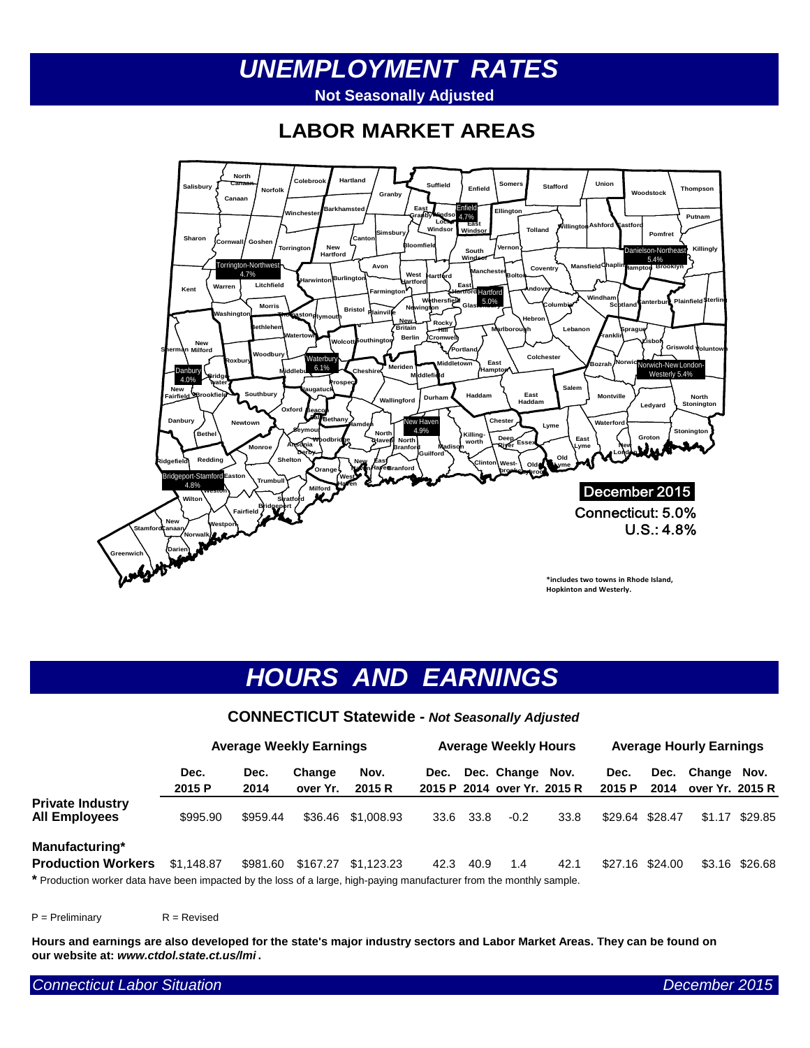# UNEMPLOYMENT RATES

**Not Seasonally Adjusted**

## LABOR MARKET AREAS

Enfield 4.7%

Torrington-Northwest 4.7%

Danielson-Northeast 5.4%

Hartford 5.0%

Waterbury 6.1%

Danbury 4.0%

Norwich-New London-Westerly 5.4%

New Haven 4.9%

Bridgeport-Stamford 4.8%

December 2015

Connecticut: 5.0%

U.S.: 4.8%

*includes two towns in Rhode Island, Hopkinton and Westerly.

# HOURS AND EARNINGS

### CONNECTICUT Statewide - *Not Seasonally Adjusted*

| | Average Weekly Earnings | | | | Average Weekly Hours | | | | Average Hourly Earnings | | | |
|---|---|---|---|---|---|---|---|---|---|---|---|---|
| | Dec. 2015 P | Dec. 2014 | Change over Yr. | Nov. 2015 R | Dec. 2015 P | Dec. 2014 | Change over Yr. | Nov. 2015 R | Dec. 2015 P | Dec. 2014 | Change over Yr. | Nov. 2015 R |
| **Private Industry All Employees** | $995.90 | $959.44 | $36.46 | $1,008.93 | 33.6 | 33.8 | -0.2 | 33.8 | $29.64 | $28.47 | $1.17 | $29.85 |
| **Manufacturing* Production Workers** | $1,148.87 | $981.60 | $167.27 | $1,123.23 | 42.3 | 40.9 | 1.4 | 42.1 | $27.16 | $24.00 | $3.16 | $26.68 |

**\*** Production worker data have been impacted by the loss of a large, high-paying manufacturer from the monthly sample.

P = Preliminary R = Revised

**Hours and earnings are also developed for the state's major industry sectors and Labor Market Areas. They can be found on our website at: *www.ctdol.state.ct.us/lmi*.**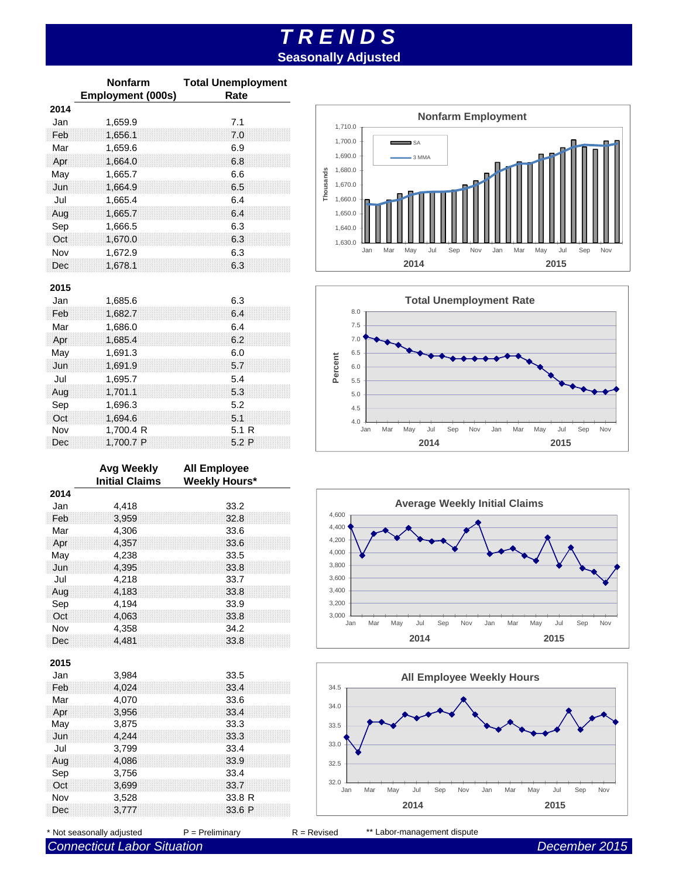# TRENDS

## Seasonally Adjusted

| | Nonfarm Employment (000s) | Total Unemployment Rate |
|---|---|---|
| **2014** | | |
| Jan | 1,659.9 | 7.1 |
| Feb | 1,656.1 | 7.0 |
| Mar | 1,659.6 | 6.9 |
| Apr | 1,664.0 | 6.8 |
| May | 1,665.7 | 6.6 |
| Jun | 1,664.9 | 6.5 |
| Jul | 1,665.4 | 6.4 |
| Aug | 1,665.7 | 6.4 |
| Sep | 1,666.5 | 6.3 |
| Oct | 1,670.0 | 6.3 |
| Nov | 1,672.9 | 6.3 |
| Dec | 1,678.1 | 6.3 |
| **2015** | | |
| Jan | 1,685.6 | 6.3 |
| Feb | 1,682.7 | 6.4 |
| Mar | 1,686.0 | 6.4 |
| Apr | 1,685.4 | 6.2 |
| May | 1,691.3 | 6.0 |
| Jun | 1,691.9 | 5.7 |
| Jul | 1,695.7 | 5.4 |
| Aug | 1,701.1 | 5.3 |
| Sep | 1,696.3 | 5.2 |
| Oct | 1,694.6 | 5.1 |
| Nov | 1,700.4 R | 5.1 R |
| Dec | 1,700.7 P | 5.2 P |

Nonfarm Employment

Thousands

1,710.0
1,700.0
1,690.0
1,680.0
1,670.0
1,660.0
1,650.0
1,640.0
1,630.0

SA
3 MMA

Jan Mar May Jul Sep Nov Jan Mar May Jul Sep Nov

2014 2015

Total Unemployment Rate

Percent

8.0
7.5
7.0
6.5
6.0
5.5
5.0
4.5
4.0

Jan Mar May Jul Sep Nov Jan Mar May Jul Sep Nov

2014 2015

| | Avg Weekly Initial Claims | All Employee Weekly Hours* |
|---|---|---|
| **2014** | | |
| Jan | 4,418 | 33.2 |
| Feb | 3,959 | 32.8 |
| Mar | 4,306 | 33.6 |
| Apr | 4,357 | 33.6 |
| May | 4,238 | 33.5 |
| Jun | 4,395 | 33.8 |
| Jul | 4,218 | 33.7 |
| Aug | 4,183 | 33.8 |
| Sep | 4,194 | 33.9 |
| Oct | 4,063 | 33.8 |
| Nov | 4,358 | 34.2 |
| Dec | 4,481 | 33.8 |
| **2015** | | |
| Jan | 3,984 | 33.5 |
| Feb | 4,024 | 33.4 |
| Mar | 4,070 | 33.6 |
| Apr | 3,956 | 33.4 |
| May | 3,875 | 33.3 |
| Jun | 4,244 | 33.3 |
| Jul | 3,799 | 33.4 |
| Aug | 4,086 | 33.9 |
| Sep | 3,756 | 33.4 |
| Oct | 3,699 | 33.7 |
| Nov | 3,528 | 33.8 R |
| Dec | 3,777 | 33.6 P |

Average Weekly Initial Claims

4,600
4,400
4,200
4,000
3,800
3,600
3,400
3,200
3,000

Jan Mar May Jul Sep Nov Jan Mar May Jul Sep Nov

2014 2015

All Employee Weekly Hours

34.5
34.0
33.5
33.0
32.5
32.0

Jan Mar May Jul Sep Nov Jan Mar May Jul Sep Nov

2014 2015

\* Not seasonally adjusted P = Preliminary R = Revised ** Labor-management dispute